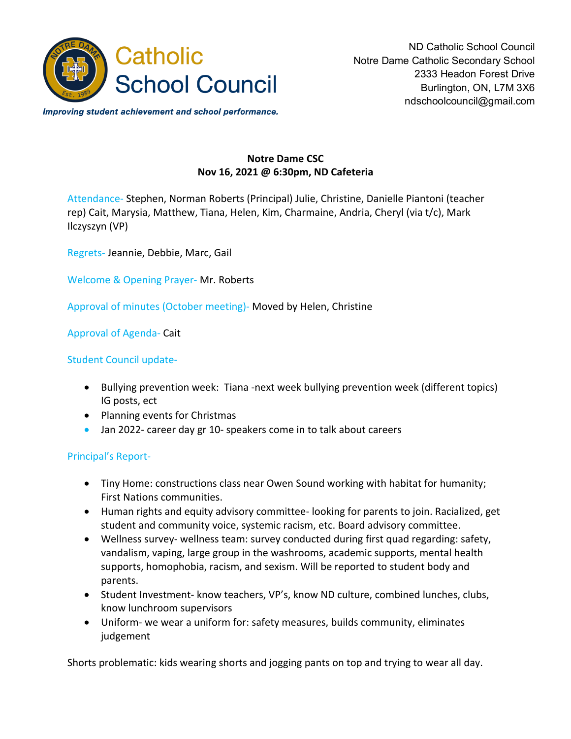Catholic School Council

*Improving student achievement and school performance.*

ND Catholic School Council
Notre Dame Catholic Secondary School
2333 Headon Forest Drive
Burlington, ON, L7M 3X6
ndschoolcouncil@gmail.com

**Notre Dame CSC**
**Nov 16, 2021 @ 6:30pm, ND Cafeteria**

Attendance- Stephen, Norman Roberts (Principal) Julie, Christine, Danielle Piantoni (teacher rep) Cait, Marysia, Matthew, Tiana, Helen, Kim, Charmaine, Andria, Cheryl (via t/c), Mark Ilczyszyn (VP)

Regrets- Jeannie, Debbie, Marc, Gail

Welcome & Opening Prayer- Mr. Roberts

Approval of minutes (October meeting)- Moved by Helen, Christine

Approval of Agenda- Cait

Student Council update-

- Bullying prevention week: Tiana -next week bullying prevention week (different topics) IG posts, ect
- Planning events for Christmas
- Jan 2022- career day gr 10- speakers come in to talk about careers

Principal's Report-

- Tiny Home: constructions class near Owen Sound working with habitat for humanity; First Nations communities.
- Human rights and equity advisory committee- looking for parents to join. Racialized, get student and community voice, systemic racism, etc. Board advisory committee.
- Wellness survey- wellness team: survey conducted during first quad regarding: safety, vandalism, vaping, large group in the washrooms, academic supports, mental health supports, homophobia, racism, and sexism. Will be reported to student body and parents.
- Student Investment- know teachers, VP's, know ND culture, combined lunches, clubs, know lunchroom supervisors
- Uniform- we wear a uniform for: safety measures, builds community, eliminates judgement

Shorts problematic: kids wearing shorts and jogging pants on top and trying to wear all day.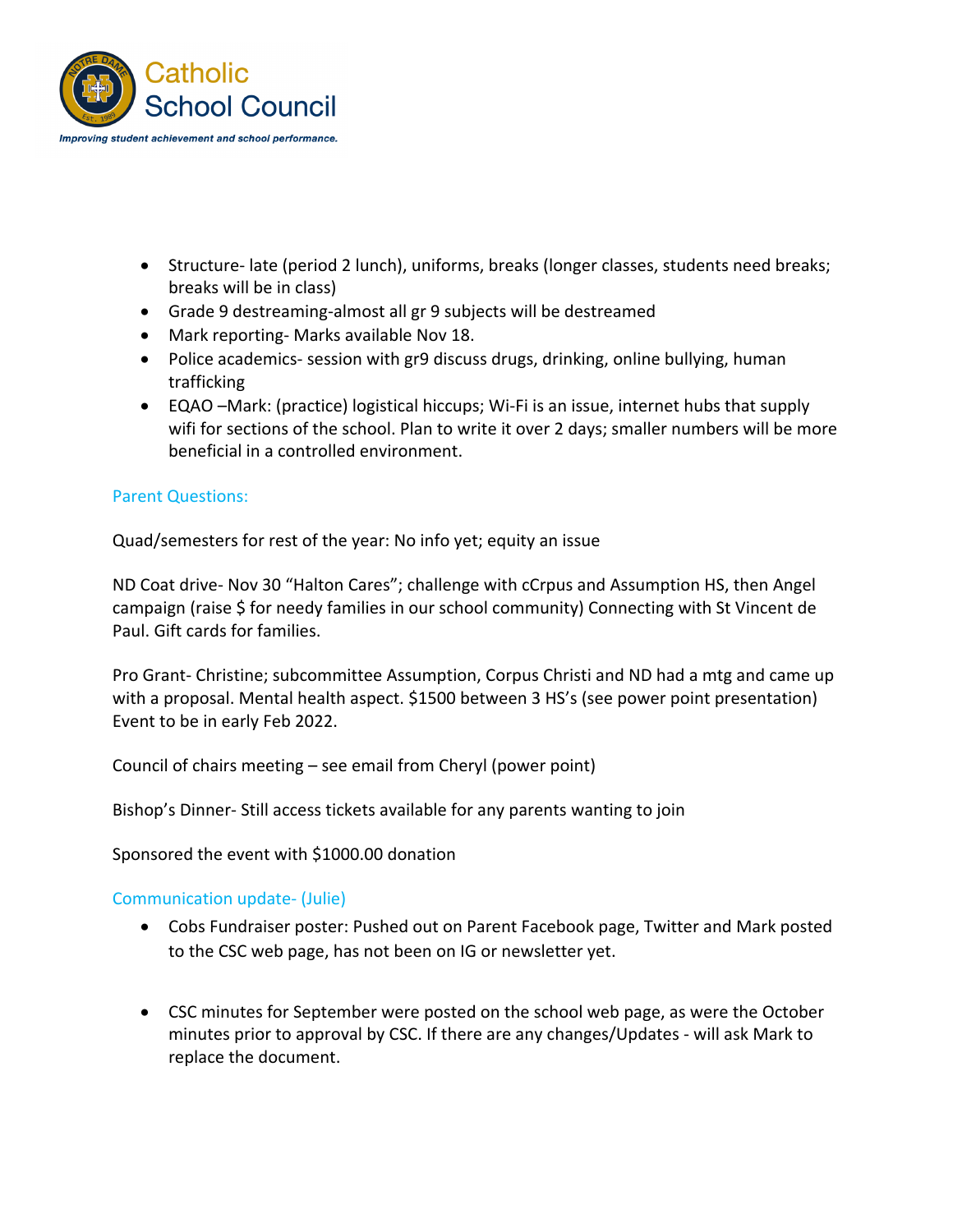- Structure- late (period 2 lunch), uniforms, breaks (longer classes, students need breaks; breaks will be in class)
- Grade 9 destreaming-almost all gr 9 subjects will be destreamed
- Mark reporting- Marks available Nov 18.
- Police academics- session with gr9 discuss drugs, drinking, online bullying, human trafficking
- EQAO –Mark: (practice) logistical hiccups; Wi-Fi is an issue, internet hubs that supply wifi for sections of the school. Plan to write it over 2 days; smaller numbers will be more beneficial in a controlled environment.

### Parent Questions:

Quad/semesters for rest of the year: No info yet; equity an issue

ND Coat drive- Nov 30 "Halton Cares"; challenge with cCrpus and Assumption HS, then Angel campaign (raise $ for needy families in our school community) Connecting with St Vincent de Paul. Gift cards for families.

Pro Grant- Christine; subcommittee Assumption, Corpus Christi and ND had a mtg and came up with a proposal. Mental health aspect. $1500 between 3 HS's (see power point presentation) Event to be in early Feb 2022.

Council of chairs meeting – see email from Cheryl (power point)

Bishop's Dinner- Still access tickets available for any parents wanting to join

Sponsored the event with $1000.00 donation

### Communication update- (Julie)

- Cobs Fundraiser poster: Pushed out on Parent Facebook page, Twitter and Mark posted to the CSC web page, has not been on IG or newsletter yet.

- CSC minutes for September were posted on the school web page, as were the October minutes prior to approval by CSC. If there are any changes/Updates - will ask Mark to replace the document.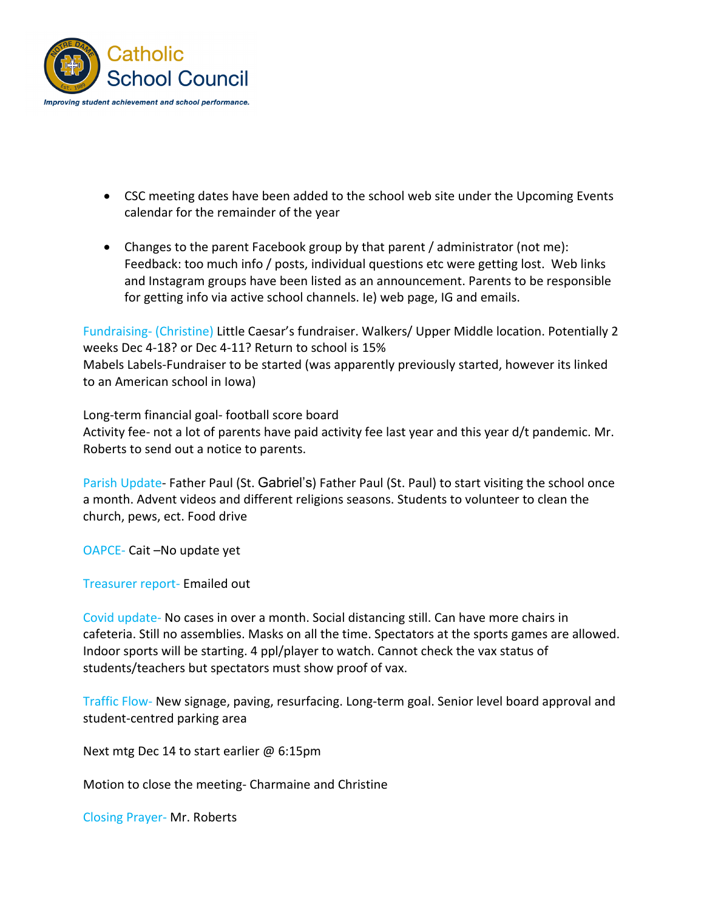- CSC meeting dates have been added to the school web site under the Upcoming Events calendar for the remainder of the year

- Changes to the parent Facebook group by that parent / administrator (not me): Feedback: too much info / posts, individual questions etc were getting lost. Web links and Instagram groups have been listed as an announcement. Parents to be responsible for getting info via active school channels. Ie) web page, IG and emails.

Fundraising- (Christine) Little Caesar's fundraiser. Walkers/ Upper Middle location. Potentially 2 weeks Dec 4-18? or Dec 4-11? Return to school is 15%
Mabels Labels-Fundraiser to be started (was apparently previously started, however its linked to an American school in Iowa)

Long-term financial goal- football score board
Activity fee- not a lot of parents have paid activity fee last year and this year d/t pandemic. Mr. Roberts to send out a notice to parents.

Parish Update- Father Paul (St. Gabriel's) Father Paul (St. Paul) to start visiting the school once a month. Advent videos and different religions seasons. Students to volunteer to clean the church, pews, ect. Food drive

OAPCE- Cait –No update yet

Treasurer report- Emailed out

Covid update- No cases in over a month. Social distancing still. Can have more chairs in cafeteria. Still no assemblies. Masks on all the time. Spectators at the sports games are allowed. Indoor sports will be starting. 4 ppl/player to watch. Cannot check the vax status of students/teachers but spectators must show proof of vax.

Traffic Flow- New signage, paving, resurfacing. Long-term goal. Senior level board approval and student-centred parking area

Next mtg Dec 14 to start earlier @ 6:15pm

Motion to close the meeting- Charmaine and Christine

Closing Prayer- Mr. Roberts